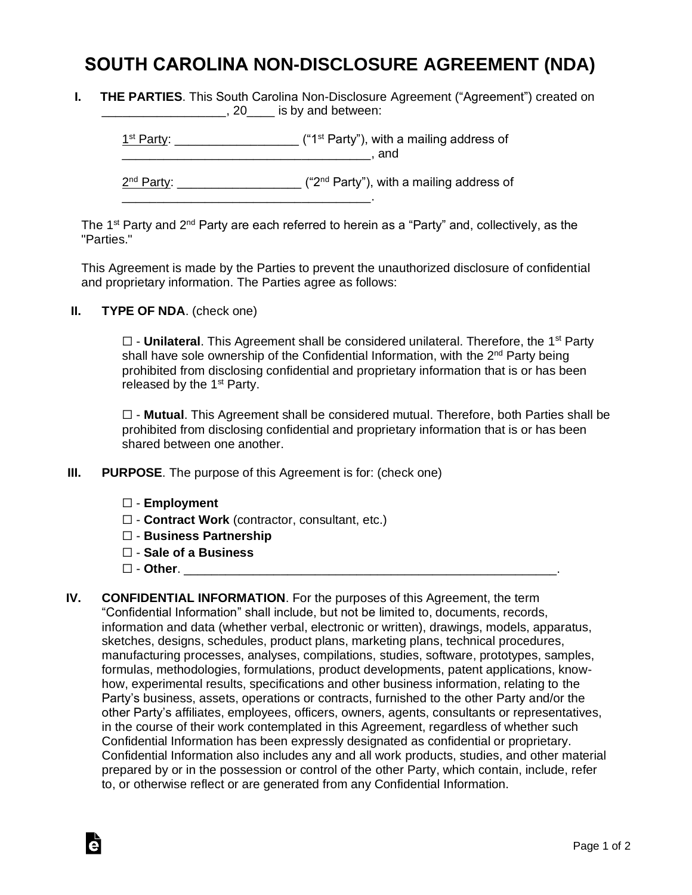# SOUTH CAROLINA NON-DISCLOSURE AGREEMENT (NDA)

**I. THE PARTIES**. This South Carolina Non-Disclosure Agreement ("Agreement") created on __________________, 20____ is by and between:

1st Party: _________________ ("1st Party"), with a mailing address of ____________________________________, and

2nd Party: _________________ ("2nd Party"), with a mailing address of ____________________________________.

The 1st Party and 2nd Party are each referred to herein as a "Party" and, collectively, as the "Parties."

This Agreement is made by the Parties to prevent the unauthorized disclosure of confidential and proprietary information. The Parties agree as follows:

**II. TYPE OF NDA**. (check one)

☐ - **Unilateral**. This Agreement shall be considered unilateral. Therefore, the 1st Party shall have sole ownership of the Confidential Information, with the 2nd Party being prohibited from disclosing confidential and proprietary information that is or has been released by the 1st Party.

☐ - **Mutual**. This Agreement shall be considered mutual. Therefore, both Parties shall be prohibited from disclosing confidential and proprietary information that is or has been shared between one another.

**III. PURPOSE**. The purpose of this Agreement is for: (check one)

☐ - **Employment**
☐ - **Contract Work** (contractor, consultant, etc.)
☐ - **Business Partnership**
☐ - **Sale of a Business**
☐ - **Other**. ________________________________________________________.

**IV. CONFIDENTIAL INFORMATION**. For the purposes of this Agreement, the term "Confidential Information" shall include, but not be limited to, documents, records, information and data (whether verbal, electronic or written), drawings, models, apparatus, sketches, designs, schedules, product plans, marketing plans, technical procedures, manufacturing processes, analyses, compilations, studies, software, prototypes, samples, formulas, methodologies, formulations, product developments, patent applications, know-how, experimental results, specifications and other business information, relating to the Party's business, assets, operations or contracts, furnished to the other Party and/or the other Party's affiliates, employees, officers, owners, agents, consultants or representatives, in the course of their work contemplated in this Agreement, regardless of whether such Confidential Information has been expressly designated as confidential or proprietary. Confidential Information also includes any and all work products, studies, and other material prepared by or in the possession or control of the other Party, which contain, include, refer to, or otherwise reflect or are generated from any Confidential Information.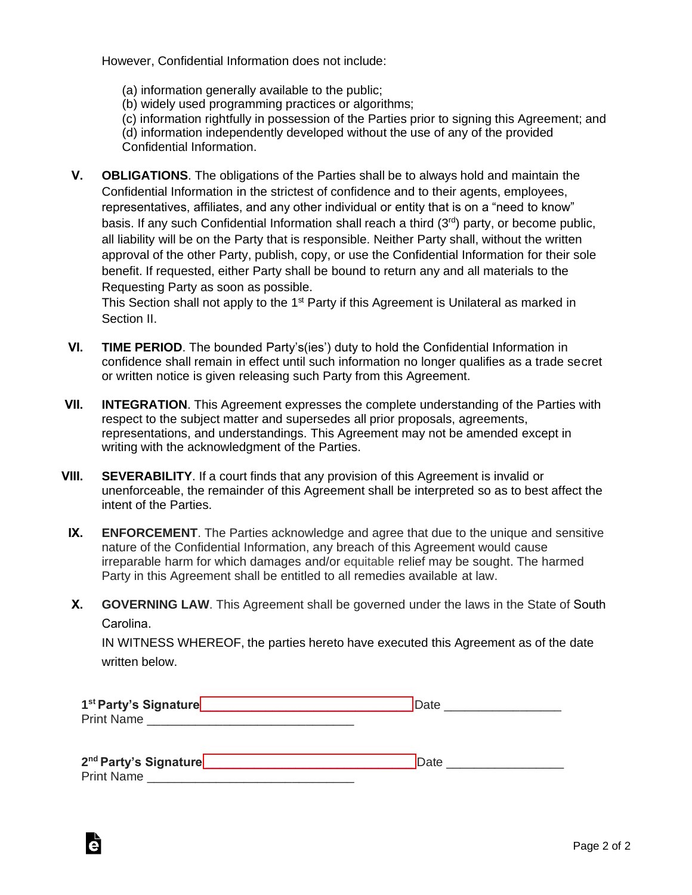However, Confidential Information does not include:

(a) information generally available to the public;
(b) widely used programming practices or algorithms;
(c) information rightfully in possession of the Parties prior to signing this Agreement; and
(d) information independently developed without the use of any of the provided Confidential Information.

**V. OBLIGATIONS**. The obligations of the Parties shall be to always hold and maintain the Confidential Information in the strictest of confidence and to their agents, employees, representatives, affiliates, and any other individual or entity that is on a "need to know" basis. If any such Confidential Information shall reach a third (3rd) party, or become public, all liability will be on the Party that is responsible. Neither Party shall, without the written approval of the other Party, publish, copy, or use the Confidential Information for their sole benefit. If requested, either Party shall be bound to return any and all materials to the Requesting Party as soon as possible.
This Section shall not apply to the 1st Party if this Agreement is Unilateral as marked in Section II.

**VI. TIME PERIOD**. The bounded Party's(ies') duty to hold the Confidential Information in confidence shall remain in effect until such information no longer qualifies as a trade secret or written notice is given releasing such Party from this Agreement.

**VII. INTEGRATION**. This Agreement expresses the complete understanding of the Parties with respect to the subject matter and supersedes all prior proposals, agreements, representations, and understandings. This Agreement may not be amended except in writing with the acknowledgment of the Parties.

**VIII. SEVERABILITY**. If a court finds that any provision of this Agreement is invalid or unenforceable, the remainder of this Agreement shall be interpreted so as to best affect the intent of the Parties.

**IX. ENFORCEMENT**. The Parties acknowledge and agree that due to the unique and sensitive nature of the Confidential Information, any breach of this Agreement would cause irreparable harm for which damages and/or equitable relief may be sought. The harmed Party in this Agreement shall be entitled to all remedies available at law.

**X. GOVERNING LAW**. This Agreement shall be governed under the laws in the State of South Carolina.

IN WITNESS WHEREOF, the parties hereto have executed this Agreement as of the date written below.

**1st Party's Signature** _______________________________ Date ________________
Print Name _______________________________

**2nd Party's Signature** _______________________________ Date ________________
Print Name _______________________________